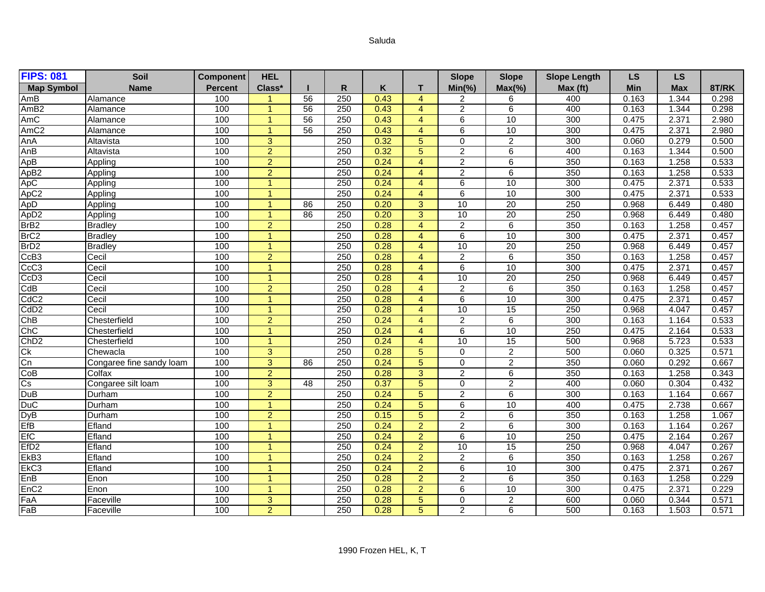Saluda

| FIPS: 081 Map Symbol | Soil Name | Component Percent | HEL Class* | I | R | K | T | Slope Min(%) | Slope Max(%) | Slope Length Max (ft) | LS Min | LS Max | 8T/RK |
|---|---|---|---|---|---|---|---|---|---|---|---|---|---|
| AmB | Alamance | 100 | 1 | 56 | 250 | 0.43 | 4 | 2 | 6 | 400 | 0.163 | 1.344 | 0.298 |
| AmB2 | Alamance | 100 | 1 | 56 | 250 | 0.43 | 4 | 2 | 6 | 400 | 0.163 | 1.344 | 0.298 |
| AmC | Alamance | 100 | 1 | 56 | 250 | 0.43 | 4 | 6 | 10 | 300 | 0.475 | 2.371 | 2.980 |
| AmC2 | Alamance | 100 | 1 | 56 | 250 | 0.43 | 4 | 6 | 10 | 300 | 0.475 | 2.371 | 2.980 |
| AnA | Altavista | 100 | 3 | | 250 | 0.32 | 5 | 0 | 2 | 300 | 0.060 | 0.279 | 0.500 |
| AnB | Altavista | 100 | 2 | | 250 | 0.32 | 5 | 2 | 6 | 400 | 0.163 | 1.344 | 0.500 |
| ApB | Appling | 100 | 2 | | 250 | 0.24 | 4 | 2 | 6 | 350 | 0.163 | 1.258 | 0.533 |
| ApB2 | Appling | 100 | 2 | | 250 | 0.24 | 4 | 2 | 6 | 350 | 0.163 | 1.258 | 0.533 |
| ApC | Appling | 100 | 1 | | 250 | 0.24 | 4 | 6 | 10 | 300 | 0.475 | 2.371 | 0.533 |
| ApC2 | Appling | 100 | 1 | | 250 | 0.24 | 4 | 6 | 10 | 300 | 0.475 | 2.371 | 0.533 |
| ApD | Appling | 100 | 1 | 86 | 250 | 0.20 | 3 | 10 | 20 | 250 | 0.968 | 6.449 | 0.480 |
| ApD2 | Appling | 100 | 1 | 86 | 250 | 0.20 | 3 | 10 | 20 | 250 | 0.968 | 6.449 | 0.480 |
| BrB2 | Bradley | 100 | 2 | | 250 | 0.28 | 4 | 2 | 6 | 350 | 0.163 | 1.258 | 0.457 |
| BrC2 | Bradley | 100 | 1 | | 250 | 0.28 | 4 | 6 | 10 | 300 | 0.475 | 2.371 | 0.457 |
| BrD2 | Bradley | 100 | 1 | | 250 | 0.28 | 4 | 10 | 20 | 250 | 0.968 | 6.449 | 0.457 |
| CcB3 | Cecil | 100 | 2 | | 250 | 0.28 | 4 | 2 | 6 | 350 | 0.163 | 1.258 | 0.457 |
| CcC3 | Cecil | 100 | 1 | | 250 | 0.28 | 4 | 6 | 10 | 300 | 0.475 | 2.371 | 0.457 |
| CcD3 | Cecil | 100 | 1 | | 250 | 0.28 | 4 | 10 | 20 | 250 | 0.968 | 6.449 | 0.457 |
| CdB | Cecil | 100 | 2 | | 250 | 0.28 | 4 | 2 | 6 | 350 | 0.163 | 1.258 | 0.457 |
| CdC2 | Cecil | 100 | 1 | | 250 | 0.28 | 4 | 6 | 10 | 300 | 0.475 | 2.371 | 0.457 |
| CdD2 | Cecil | 100 | 1 | | 250 | 0.28 | 4 | 10 | 15 | 250 | 0.968 | 4.047 | 0.457 |
| ChB | Chesterfield | 100 | 2 | | 250 | 0.24 | 4 | 2 | 6 | 300 | 0.163 | 1.164 | 0.533 |
| ChC | Chesterfield | 100 | 1 | | 250 | 0.24 | 4 | 6 | 10 | 250 | 0.475 | 2.164 | 0.533 |
| ChD2 | Chesterfield | 100 | 1 | | 250 | 0.24 | 4 | 10 | 15 | 500 | 0.968 | 5.723 | 0.533 |
| Ck | Chewacla | 100 | 3 | | 250 | 0.28 | 5 | 0 | 2 | 500 | 0.060 | 0.325 | 0.571 |
| Cn | Congaree fine sandy loam | 100 | 3 | 86 | 250 | 0.24 | 5 | 0 | 2 | 350 | 0.060 | 0.292 | 0.667 |
| CoB | Colfax | 100 | 2 | | 250 | 0.28 | 3 | 2 | 6 | 350 | 0.163 | 1.258 | 0.343 |
| Cs | Congaree silt loam | 100 | 3 | 48 | 250 | 0.37 | 5 | 0 | 2 | 400 | 0.060 | 0.304 | 0.432 |
| DuB | Durham | 100 | 2 | | 250 | 0.24 | 5 | 2 | 6 | 300 | 0.163 | 1.164 | 0.667 |
| DuC | Durham | 100 | 1 | | 250 | 0.24 | 5 | 6 | 10 | 400 | 0.475 | 2.738 | 0.667 |
| DyB | Durham | 100 | 2 | | 250 | 0.15 | 5 | 2 | 6 | 350 | 0.163 | 1.258 | 1.067 |
| EfB | Efland | 100 | 1 | | 250 | 0.24 | 2 | 2 | 6 | 300 | 0.163 | 1.164 | 0.267 |
| EfC | Efland | 100 | 1 | | 250 | 0.24 | 2 | 6 | 10 | 250 | 0.475 | 2.164 | 0.267 |
| EfD2 | Efland | 100 | 1 | | 250 | 0.24 | 2 | 10 | 15 | 250 | 0.968 | 4.047 | 0.267 |
| EkB3 | Efland | 100 | 1 | | 250 | 0.24 | 2 | 2 | 6 | 350 | 0.163 | 1.258 | 0.267 |
| EkC3 | Efland | 100 | 1 | | 250 | 0.24 | 2 | 6 | 10 | 300 | 0.475 | 2.371 | 0.267 |
| EnB | Enon | 100 | 1 | | 250 | 0.28 | 2 | 2 | 6 | 350 | 0.163 | 1.258 | 0.229 |
| EnC2 | Enon | 100 | 1 | | 250 | 0.28 | 2 | 6 | 10 | 300 | 0.475 | 2.371 | 0.229 |
| FaA | Faceville | 100 | 3 | | 250 | 0.28 | 5 | 0 | 2 | 600 | 0.060 | 0.344 | 0.571 |
| FaB | Faceville | 100 | 2 | | 250 | 0.28 | 5 | 2 | 6 | 500 | 0.163 | 1.503 | 0.571 |

1990 Frozen HEL, K, T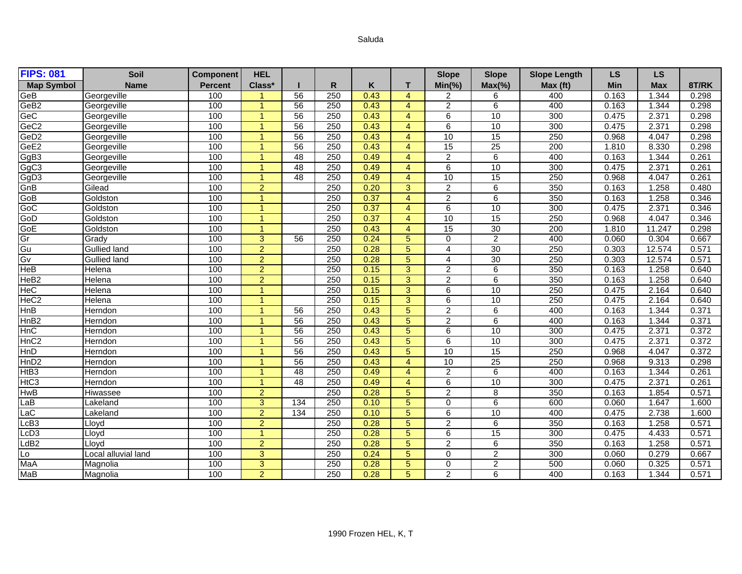Saluda

| FIPS: 081 | Soil | Component | HEL | | | | | Slope | Slope | Slope Length | LS | LS | |
|---|---|---|---|---|---|---|---|---|---|---|---|---|---|
| Map Symbol | Name | Percent | Class* | I | R | K | T | Min(%) | Max(%) | Max (ft) | Min | Max | 8T/RK |
| GeB | Georgeville | 100 | 1 | 56 | 250 | 0.43 | 4 | 2 | 6 | 400 | 0.163 | 1.344 | 0.298 |
| GeB2 | Georgeville | 100 | 1 | 56 | 250 | 0.43 | 4 | 2 | 6 | 400 | 0.163 | 1.344 | 0.298 |
| GeC | Georgeville | 100 | 1 | 56 | 250 | 0.43 | 4 | 6 | 10 | 300 | 0.475 | 2.371 | 0.298 |
| GeC2 | Georgeville | 100 | 1 | 56 | 250 | 0.43 | 4 | 6 | 10 | 300 | 0.475 | 2.371 | 0.298 |
| GeD2 | Georgeville | 100 | 1 | 56 | 250 | 0.43 | 4 | 10 | 15 | 250 | 0.968 | 4.047 | 0.298 |
| GeE2 | Georgeville | 100 | 1 | 56 | 250 | 0.43 | 4 | 15 | 25 | 200 | 1.810 | 8.330 | 0.298 |
| GgB3 | Georgeville | 100 | 1 | 48 | 250 | 0.49 | 4 | 2 | 6 | 400 | 0.163 | 1.344 | 0.261 |
| GgC3 | Georgeville | 100 | 1 | 48 | 250 | 0.49 | 4 | 6 | 10 | 300 | 0.475 | 2.371 | 0.261 |
| GgD3 | Georgeville | 100 | 1 | 48 | 250 | 0.49 | 4 | 10 | 15 | 250 | 0.968 | 4.047 | 0.261 |
| GnB | Gilead | 100 | 2 | | 250 | 0.20 | 3 | 2 | 6 | 350 | 0.163 | 1.258 | 0.480 |
| GoB | Goldston | 100 | 1 | | 250 | 0.37 | 4 | 2 | 6 | 350 | 0.163 | 1.258 | 0.346 |
| GoC | Goldston | 100 | 1 | | 250 | 0.37 | 4 | 6 | 10 | 300 | 0.475 | 2.371 | 0.346 |
| GoD | Goldston | 100 | 1 | | 250 | 0.37 | 4 | 10 | 15 | 250 | 0.968 | 4.047 | 0.346 |
| GoE | Goldston | 100 | 1 | | 250 | 0.43 | 4 | 15 | 30 | 200 | 1.810 | 11.247 | 0.298 |
| Gr | Grady | 100 | 3 | 56 | 250 | 0.24 | 5 | 0 | 2 | 400 | 0.060 | 0.304 | 0.667 |
| Gu | Gullied land | 100 | 2 | | 250 | 0.28 | 5 | 4 | 30 | 250 | 0.303 | 12.574 | 0.571 |
| Gv | Gullied land | 100 | 2 | | 250 | 0.28 | 5 | 4 | 30 | 250 | 0.303 | 12.574 | 0.571 |
| HeB | Helena | 100 | 2 | | 250 | 0.15 | 3 | 2 | 6 | 350 | 0.163 | 1.258 | 0.640 |
| HeB2 | Helena | 100 | 2 | | 250 | 0.15 | 3 | 2 | 6 | 350 | 0.163 | 1.258 | 0.640 |
| HeC | Helena | 100 | 1 | | 250 | 0.15 | 3 | 6 | 10 | 250 | 0.475 | 2.164 | 0.640 |
| HeC2 | Helena | 100 | 1 | | 250 | 0.15 | 3 | 6 | 10 | 250 | 0.475 | 2.164 | 0.640 |
| HnB | Herndon | 100 | 1 | 56 | 250 | 0.43 | 5 | 2 | 6 | 400 | 0.163 | 1.344 | 0.371 |
| HnB2 | Herndon | 100 | 1 | 56 | 250 | 0.43 | 5 | 2 | 6 | 400 | 0.163 | 1.344 | 0.371 |
| HnC | Herndon | 100 | 1 | 56 | 250 | 0.43 | 5 | 6 | 10 | 300 | 0.475 | 2.371 | 0.372 |
| HnC2 | Herndon | 100 | 1 | 56 | 250 | 0.43 | 5 | 6 | 10 | 300 | 0.475 | 2.371 | 0.372 |
| HnD | Herndon | 100 | 1 | 56 | 250 | 0.43 | 5 | 10 | 15 | 250 | 0.968 | 4.047 | 0.372 |
| HnD2 | Herndon | 100 | 1 | 56 | 250 | 0.43 | 4 | 10 | 25 | 250 | 0.968 | 9.313 | 0.298 |
| HtB3 | Herndon | 100 | 1 | 48 | 250 | 0.49 | 4 | 2 | 6 | 400 | 0.163 | 1.344 | 0.261 |
| HtC3 | Herndon | 100 | 1 | 48 | 250 | 0.49 | 4 | 6 | 10 | 300 | 0.475 | 2.371 | 0.261 |
| HwB | Hiwassee | 100 | 2 | | 250 | 0.28 | 5 | 2 | 8 | 350 | 0.163 | 1.854 | 0.571 |
| LaB | Lakeland | 100 | 3 | 134 | 250 | 0.10 | 5 | 0 | 6 | 600 | 0.060 | 1.647 | 1.600 |
| LaC | Lakeland | 100 | 2 | 134 | 250 | 0.10 | 5 | 6 | 10 | 400 | 0.475 | 2.738 | 1.600 |
| LcB3 | Lloyd | 100 | 2 | | 250 | 0.28 | 5 | 2 | 6 | 350 | 0.163 | 1.258 | 0.571 |
| LcD3 | Lloyd | 100 | 1 | | 250 | 0.28 | 5 | 6 | 15 | 300 | 0.475 | 4.433 | 0.571 |
| LdB2 | Lloyd | 100 | 2 | | 250 | 0.28 | 5 | 2 | 6 | 350 | 0.163 | 1.258 | 0.571 |
| Lo | Local alluvial land | 100 | 3 | | 250 | 0.24 | 5 | 0 | 2 | 300 | 0.060 | 0.279 | 0.667 |
| MaA | Magnolia | 100 | 3 | | 250 | 0.28 | 5 | 0 | 2 | 500 | 0.060 | 0.325 | 0.571 |
| MaB | Magnolia | 100 | 2 | | 250 | 0.28 | 5 | 2 | 6 | 400 | 0.163 | 1.344 | 0.571 |

1990 Frozen HEL, K, T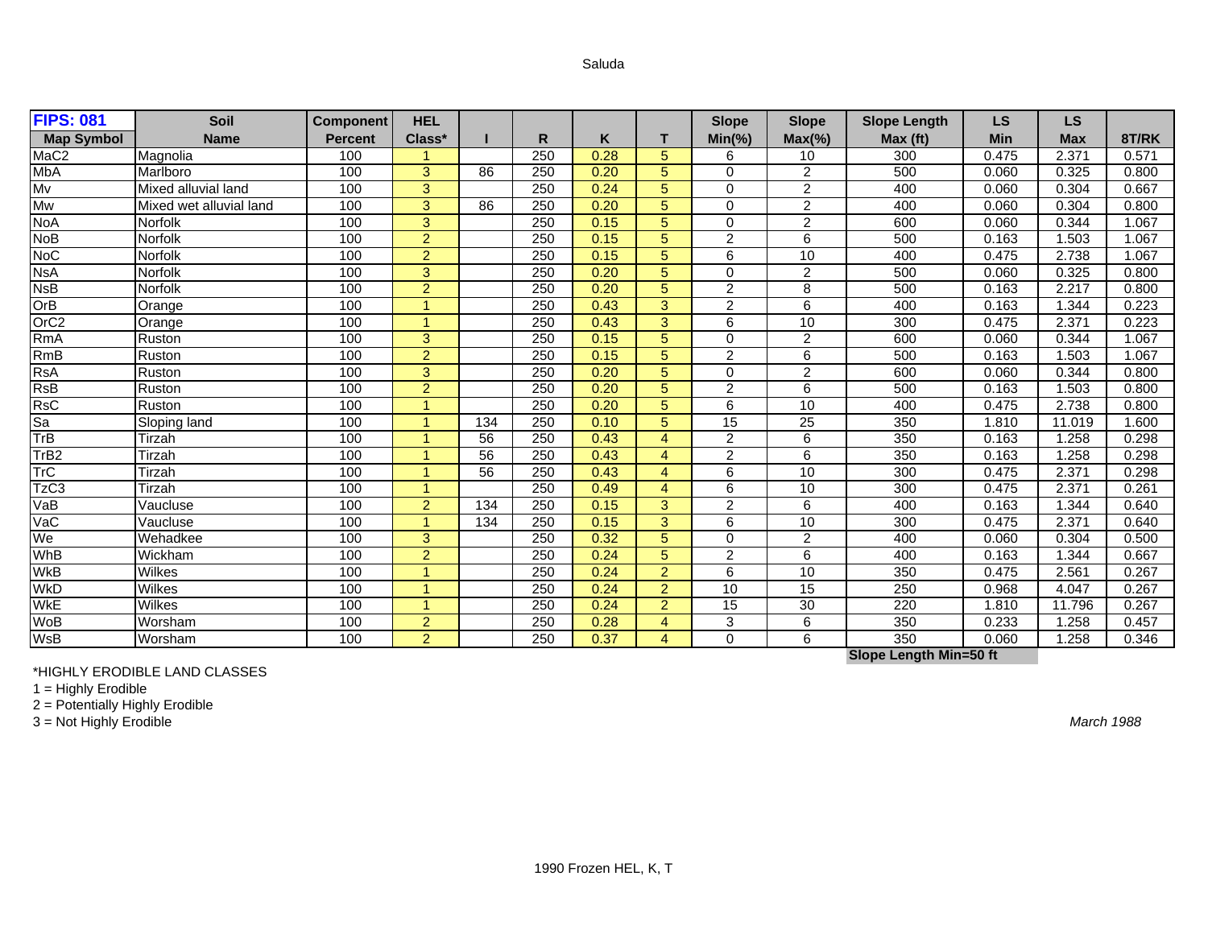Saluda

| FIPS: 081<br>Map Symbol | Soil<br>Name | Component<br>Percent | HEL<br>Class* | I | R | K | T | Slope<br>Min(%) | Slope<br>Max(%) | Slope Length<br>Max (ft) | LS<br>Min | LS<br>Max | 8T/RK |
|---|---|---|---|---|---|---|---|---|---|---|---|---|---|
| MaC2 | Magnolia | 100 | 1 | | 250 | 0.28 | 5 | 6 | 10 | 300 | 0.475 | 2.371 | 0.571 |
| MbA | Marlboro | 100 | 3 | 86 | 250 | 0.20 | 5 | 0 | 2 | 500 | 0.060 | 0.325 | 0.800 |
| Mv | Mixed alluvial land | 100 | 3 | | 250 | 0.24 | 5 | 0 | 2 | 400 | 0.060 | 0.304 | 0.667 |
| Mw | Mixed wet alluvial land | 100 | 3 | 86 | 250 | 0.20 | 5 | 0 | 2 | 400 | 0.060 | 0.304 | 0.800 |
| NoA | Norfolk | 100 | 3 | | 250 | 0.15 | 5 | 0 | 2 | 600 | 0.060 | 0.344 | 1.067 |
| NoB | Norfolk | 100 | 2 | | 250 | 0.15 | 5 | 2 | 6 | 500 | 0.163 | 1.503 | 1.067 |
| NoC | Norfolk | 100 | 2 | | 250 | 0.15 | 5 | 6 | 10 | 400 | 0.475 | 2.738 | 1.067 |
| NsA | Norfolk | 100 | 3 | | 250 | 0.20 | 5 | 0 | 2 | 500 | 0.060 | 0.325 | 0.800 |
| NsB | Norfolk | 100 | 2 | | 250 | 0.20 | 5 | 2 | 8 | 500 | 0.163 | 2.217 | 0.800 |
| OrB | Orange | 100 | 1 | | 250 | 0.43 | 3 | 2 | 6 | 400 | 0.163 | 1.344 | 0.223 |
| OrC2 | Orange | 100 | 1 | | 250 | 0.43 | 3 | 6 | 10 | 300 | 0.475 | 2.371 | 0.223 |
| RmA | Ruston | 100 | 3 | | 250 | 0.15 | 5 | 0 | 2 | 600 | 0.060 | 0.344 | 1.067 |
| RmB | Ruston | 100 | 2 | | 250 | 0.15 | 5 | 2 | 6 | 500 | 0.163 | 1.503 | 1.067 |
| RsA | Ruston | 100 | 3 | | 250 | 0.20 | 5 | 0 | 2 | 600 | 0.060 | 0.344 | 0.800 |
| RsB | Ruston | 100 | 2 | | 250 | 0.20 | 5 | 2 | 6 | 500 | 0.163 | 1.503 | 0.800 |
| RsC | Ruston | 100 | 1 | | 250 | 0.20 | 5 | 6 | 10 | 400 | 0.475 | 2.738 | 0.800 |
| Sa | Sloping land | 100 | 1 | 134 | 250 | 0.10 | 5 | 15 | 25 | 350 | 1.810 | 11.019 | 1.600 |
| TrB | Tirzah | 100 | 1 | 56 | 250 | 0.43 | 4 | 2 | 6 | 350 | 0.163 | 1.258 | 0.298 |
| TrB2 | Tirzah | 100 | 1 | 56 | 250 | 0.43 | 4 | 2 | 6 | 350 | 0.163 | 1.258 | 0.298 |
| TrC | Tirzah | 100 | 1 | 56 | 250 | 0.43 | 4 | 6 | 10 | 300 | 0.475 | 2.371 | 0.298 |
| TzC3 | Tirzah | 100 | 1 | | 250 | 0.49 | 4 | 6 | 10 | 300 | 0.475 | 2.371 | 0.261 |
| VaB | Vaucluse | 100 | 2 | 134 | 250 | 0.15 | 3 | 2 | 6 | 400 | 0.163 | 1.344 | 0.640 |
| VaC | Vaucluse | 100 | 1 | 134 | 250 | 0.15 | 3 | 6 | 10 | 300 | 0.475 | 2.371 | 0.640 |
| We | Wehadkee | 100 | 3 | | 250 | 0.32 | 5 | 0 | 2 | 400 | 0.060 | 0.304 | 0.500 |
| WhB | Wickham | 100 | 2 | | 250 | 0.24 | 5 | 2 | 6 | 400 | 0.163 | 1.344 | 0.667 |
| WkB | Wilkes | 100 | 1 | | 250 | 0.24 | 2 | 6 | 10 | 350 | 0.475 | 2.561 | 0.267 |
| WkD | Wilkes | 100 | 1 | | 250 | 0.24 | 2 | 10 | 15 | 250 | 0.968 | 4.047 | 0.267 |
| WkE | Wilkes | 100 | 1 | | 250 | 0.24 | 2 | 15 | 30 | 220 | 1.810 | 11.796 | 0.267 |
| WoB | Worsham | 100 | 2 | | 250 | 0.28 | 4 | 3 | 6 | 350 | 0.233 | 1.258 | 0.457 |
| WsB | Worsham | 100 | 2 | | 250 | 0.37 | 4 | 0 | 6 | 350 | 0.060 | 1.258 | 0.346 |

**Slope Length Min=50 ft**

*HIGHLY ERODIBLE LAND CLASSES

1 = Highly Erodible

2 = Potentially Highly Erodible

3 = Not Highly Erodible

*March 1988*

1990 Frozen HEL, K, T